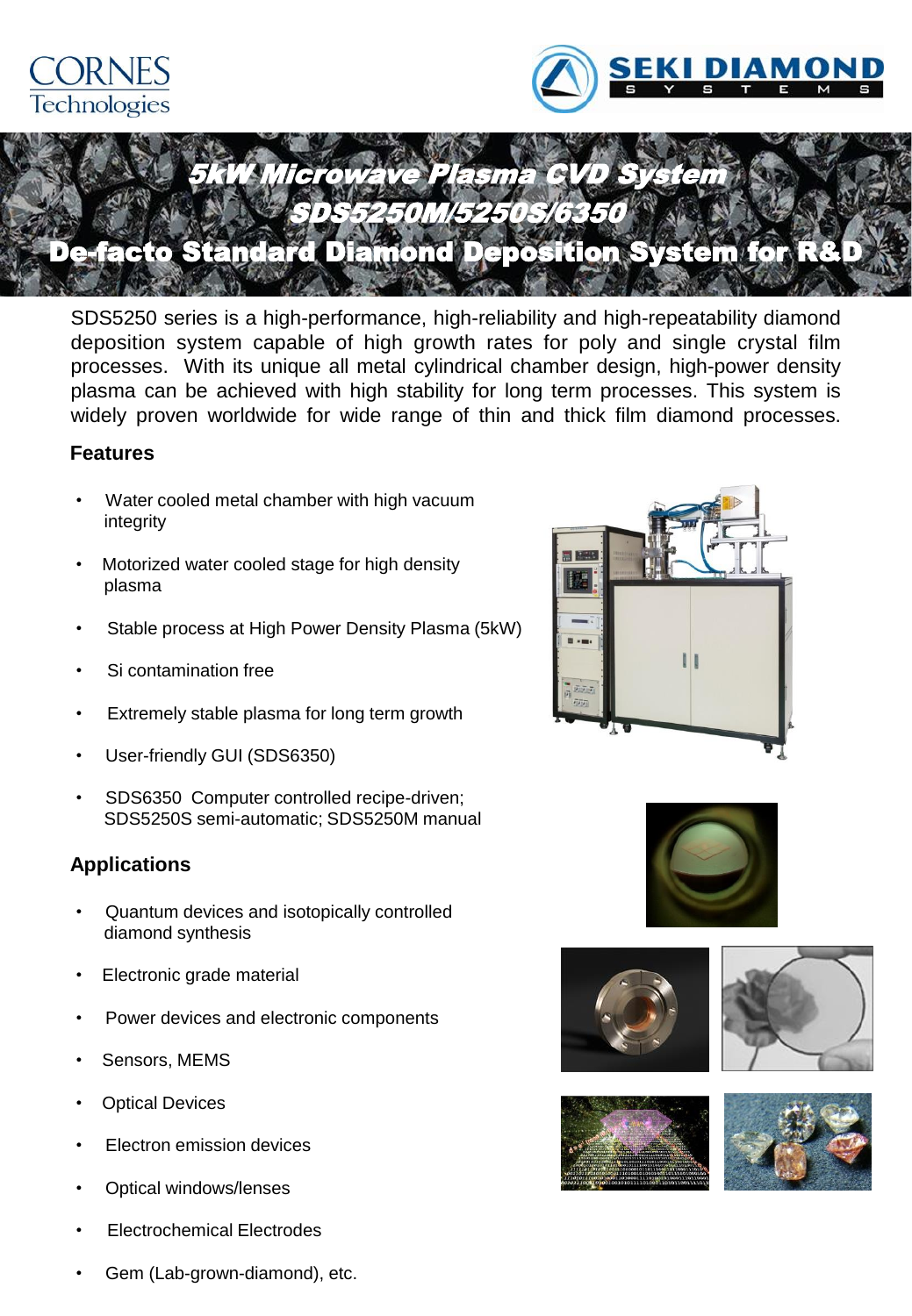CORNES Technologies

SEKI DIAMOND SYSTEMS

# 5kW Microwave Plasma CVD System SDS5250M/5250S/6350

## De-facto Standard Diamond Deposition System for R&D

SDS5250 series is a high-performance, high-reliability and high-repeatability diamond deposition system capable of high growth rates for poly and single crystal film processes. With its unique all metal cylindrical chamber design, high-power density plasma can be achieved with high stability for long term processes. This system is widely proven worldwide for wide range of thin and thick film diamond processes.

### Features

- Water cooled metal chamber with high vacuum integrity
- Motorized water cooled stage for high density plasma
- Stable process at High Power Density Plasma (5kW)
- Si contamination free
- Extremely stable plasma for long term growth
- User-friendly GUI (SDS6350)
- SDS6350 Computer controlled recipe-driven; SDS5250S semi-automatic; SDS5250M manual

### Applications

- Quantum devices and isotopically controlled diamond synthesis
- Electronic grade material
- Power devices and electronic components
- Sensors, MEMS
- Optical Devices
- Electron emission devices
- Optical windows/lenses
- Electrochemical Electrodes
- Gem (Lab-grown-diamond), etc.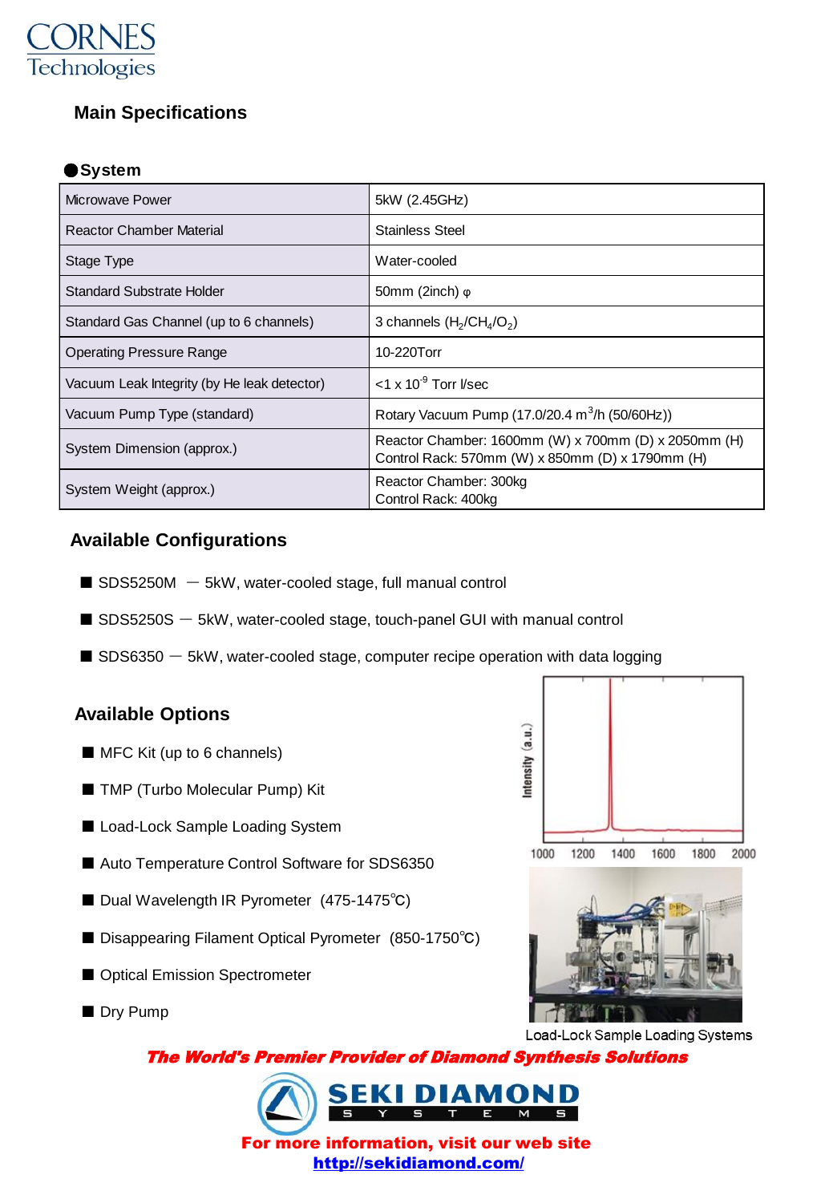## Main Specifications

### ● System

| | |
|---|---|
| Microwave Power | 5kW (2.45GHz) |
| Reactor Chamber Material | Stainless Steel |
| Stage Type | Water-cooled |
| Standard Substrate Holder | 50mm (2inch) φ |
| Standard Gas Channel (up to 6 channels) | 3 channels ($H_2$/$CH_4$/$O_2$) |
| Operating Pressure Range | 10-220Torr |
| Vacuum Leak Integrity (by He leak detector) | <1 x $10^{-9}$ Torr l/sec |
| Vacuum Pump Type (standard) | Rotary Vacuum Pump (17.0/20.4 $m^3$/h (50/60Hz)) |
| System Dimension (approx.) | Reactor Chamber: 1600mm (W) x 700mm (D) x 2050mm (H)<br>Control Rack: 570mm (W) x 850mm (D) x 1790mm (H) |
| System Weight (approx.) | Reactor Chamber: 300kg<br>Control Rack: 400kg |

## Available Configurations

- SDS5250M — 5kW, water-cooled stage, full manual control
- SDS5250S — 5kW, water-cooled stage, touch-panel GUI with manual control
- SDS6350 — 5kW, water-cooled stage, computer recipe operation with data logging

## Available Options

- MFC Kit (up to 6 channels)
- TMP (Turbo Molecular Pump) Kit
- Load-Lock Sample Loading System
- Auto Temperature Control Software for SDS6350
- Dual Wavelength IR Pyrometer (475-1475℃)
- Disappearing Filament Optical Pyrometer (850-1750℃)
- Optical Emission Spectrometer
- Dry Pump

Intensity (a.u.)

1000 1200 1400 1600 1800 2000

Load-Lock Sample Loading Systems

***The World's Premier Provider of Diamond Synthesis Solutions***

SEKI DIAMOND SYSTEMS

**For more information, visit our web site**
**http://sekidiamond.com/**